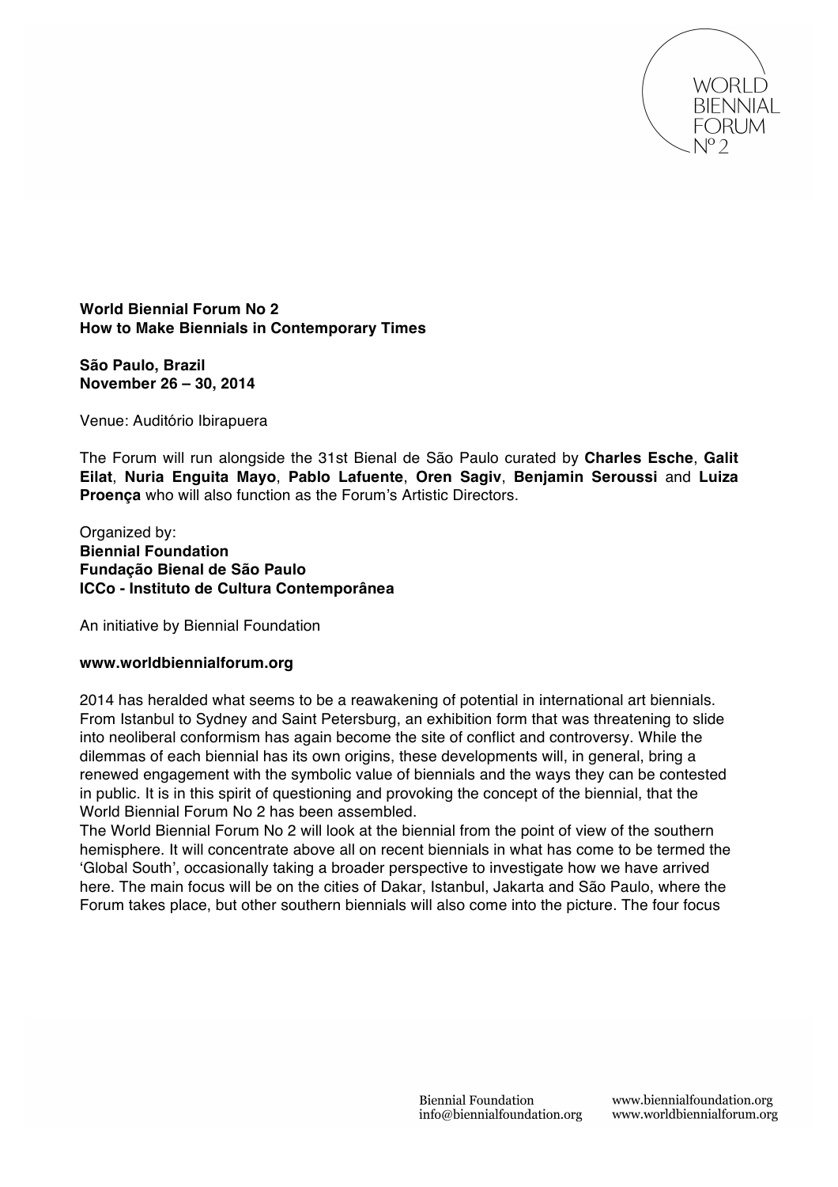**World Biennial Forum No 2**
**How to Make Biennials in Contemporary Times**

**São Paulo, Brazil**
**November 26 – 30, 2014**

Venue: Auditório Ibirapuera

The Forum will run alongside the 31st Bienal de São Paulo curated by **Charles Esche**, **Galit Eilat**, **Nuria Enguita Mayo**, **Pablo Lafuente**, **Oren Sagiv**, **Benjamin Seroussi** and **Luiza Proença** who will also function as the Forum's Artistic Directors.

Organized by:
**Biennial Foundation**
**Fundação Bienal de São Paulo**
**ICCo - Instituto de Cultura Contemporânea**

An initiative by Biennial Foundation

**www.worldbiennialforum.org**

2014 has heralded what seems to be a reawakening of potential in international art biennials. From Istanbul to Sydney and Saint Petersburg, an exhibition form that was threatening to slide into neoliberal conformism has again become the site of conflict and controversy. While the dilemmas of each biennial has its own origins, these developments will, in general, bring a renewed engagement with the symbolic value of biennials and the ways they can be contested in public. It is in this spirit of questioning and provoking the concept of the biennial, that the World Biennial Forum No 2 has been assembled.

The World Biennial Forum No 2 will look at the biennial from the point of view of the southern hemisphere. It will concentrate above all on recent biennials in what has come to be termed the 'Global South', occasionally taking a broader perspective to investigate how we have arrived here. The main focus will be on the cities of Dakar, Istanbul, Jakarta and São Paulo, where the Forum takes place, but other southern biennials will also come into the picture. The four focus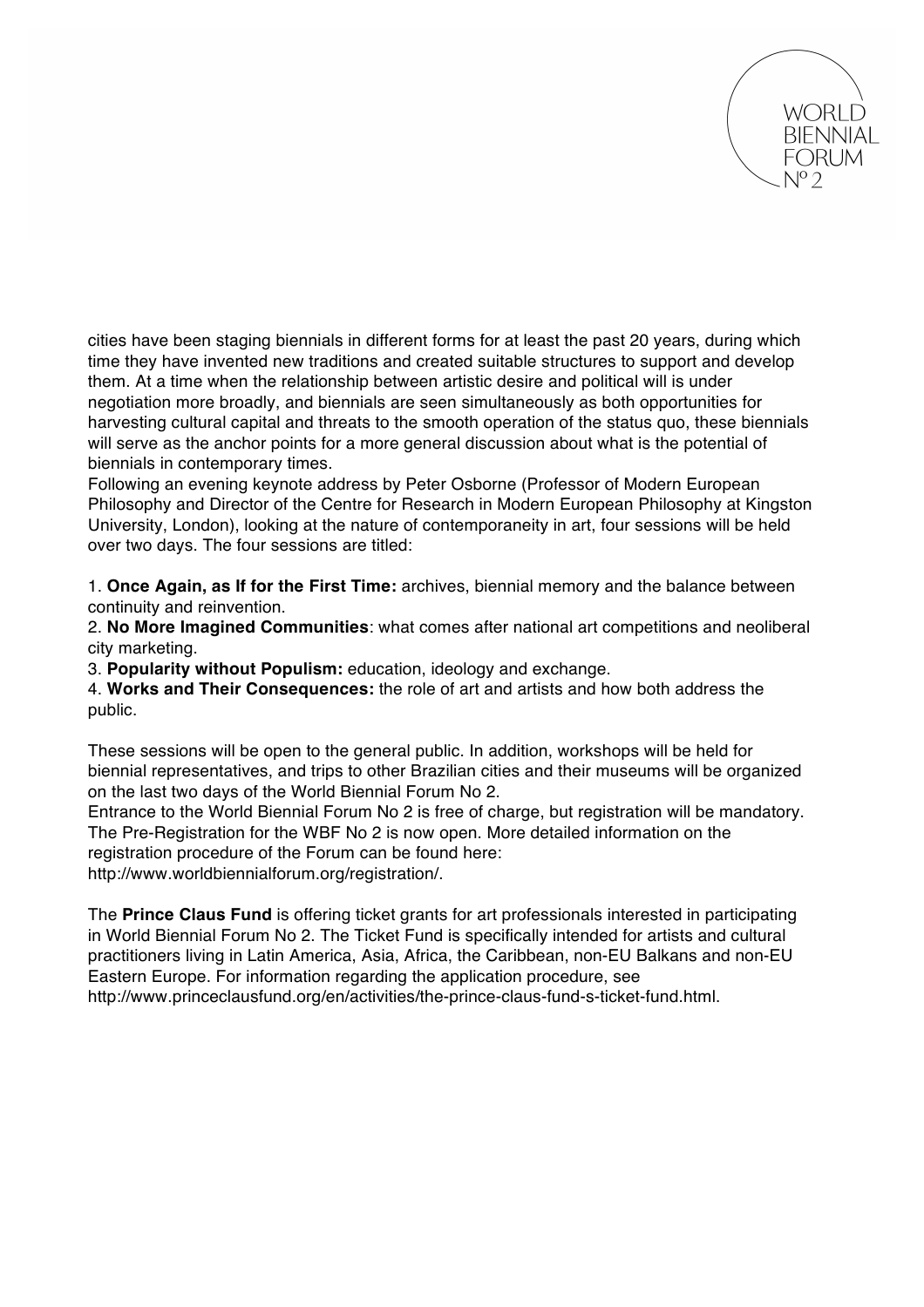cities have been staging biennials in different forms for at least the past 20 years, during which time they have invented new traditions and created suitable structures to support and develop them. At a time when the relationship between artistic desire and political will is under negotiation more broadly, and biennials are seen simultaneously as both opportunities for harvesting cultural capital and threats to the smooth operation of the status quo, these biennials will serve as the anchor points for a more general discussion about what is the potential of biennials in contemporary times.

Following an evening keynote address by Peter Osborne (Professor of Modern European Philosophy and Director of the Centre for Research in Modern European Philosophy at Kingston University, London), looking at the nature of contemporaneity in art, four sessions will be held over two days. The four sessions are titled:

1. **Once Again, as If for the First Time:** archives, biennial memory and the balance between continuity and reinvention.
2. **No More Imagined Communities**: what comes after national art competitions and neoliberal city marketing.
3. **Popularity without Populism:** education, ideology and exchange.
4. **Works and Their Consequences:** the role of art and artists and how both address the public.

These sessions will be open to the general public. In addition, workshops will be held for biennial representatives, and trips to other Brazilian cities and their museums will be organized on the last two days of the World Biennial Forum No 2.

Entrance to the World Biennial Forum No 2 is free of charge, but registration will be mandatory. The Pre-Registration for the WBF No 2 is now open. More detailed information on the registration procedure of the Forum can be found here: http://www.worldbiennialforum.org/registration/.

The **Prince Claus Fund** is offering ticket grants for art professionals interested in participating in World Biennial Forum No 2. The Ticket Fund is specifically intended for artists and cultural practitioners living in Latin America, Asia, Africa, the Caribbean, non-EU Balkans and non-EU Eastern Europe. For information regarding the application procedure, see http://www.princeclausfund.org/en/activities/the-prince-claus-fund-s-ticket-fund.html.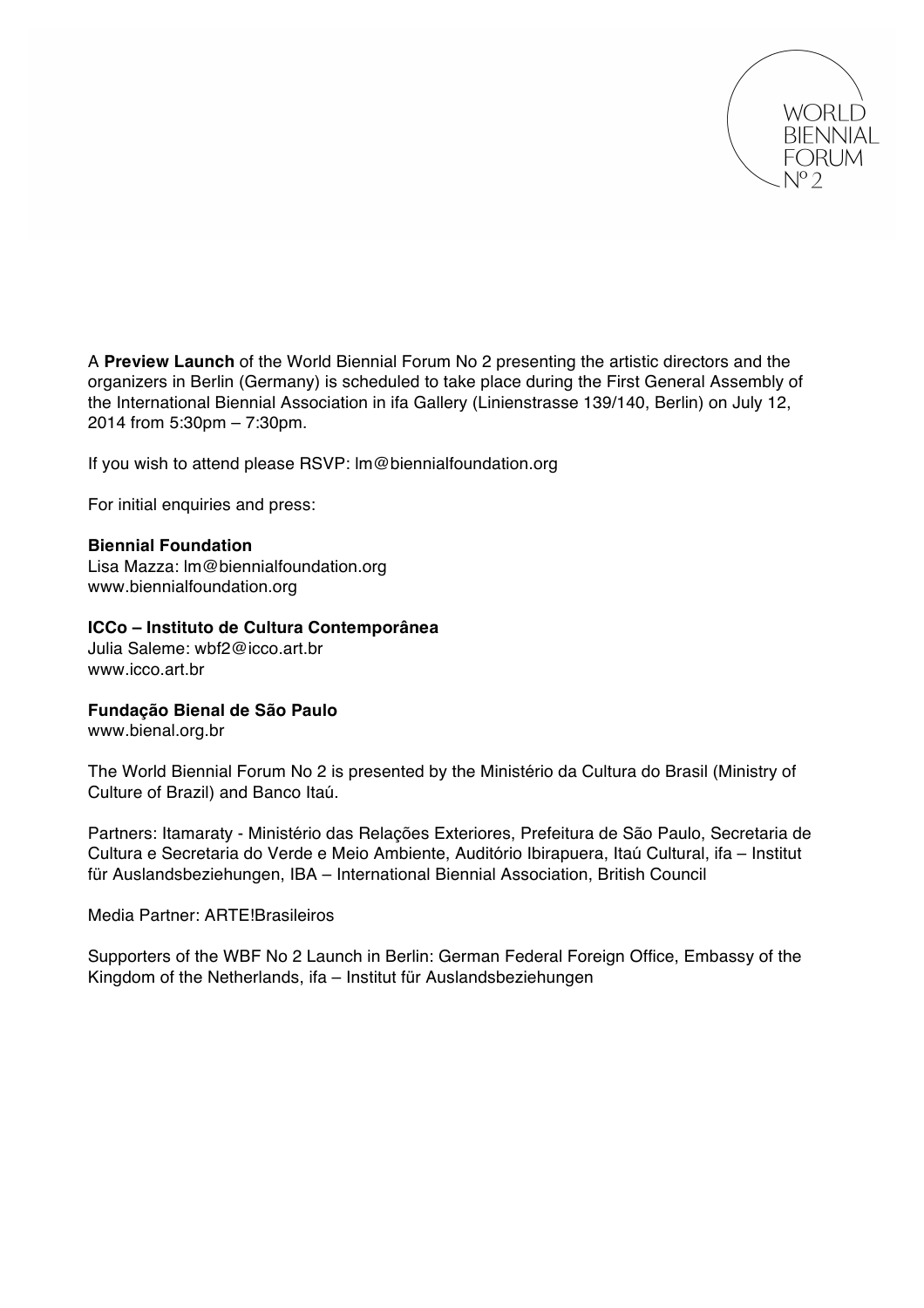A **Preview Launch** of the World Biennial Forum No 2 presenting the artistic directors and the organizers in Berlin (Germany) is scheduled to take place during the First General Assembly of the International Biennial Association in ifa Gallery (Linienstrasse 139/140, Berlin) on July 12, 2014 from 5:30pm – 7:30pm.

If you wish to attend please RSVP: lm@biennialfoundation.org

For initial enquiries and press:

**Biennial Foundation**
Lisa Mazza: lm@biennialfoundation.org
www.biennialfoundation.org

**ICCo – Instituto de Cultura Contemporânea**
Julia Saleme: wbf2@icco.art.br
www.icco.art.br

**Fundação Bienal de São Paulo**
www.bienal.org.br

The World Biennial Forum No 2 is presented by the Ministério da Cultura do Brasil (Ministry of Culture of Brazil) and Banco Itaú.

Partners: Itamaraty - Ministério das Relações Exteriores, Prefeitura de São Paulo, Secretaria de Cultura e Secretaria do Verde e Meio Ambiente, Auditório Ibirapuera, Itaú Cultural, ifa – Institut für Auslandsbeziehungen, IBA – International Biennial Association, British Council

Media Partner: ARTE!Brasileiros

Supporters of the WBF No 2 Launch in Berlin: German Federal Foreign Office, Embassy of the Kingdom of the Netherlands, ifa – Institut für Auslandsbeziehungen